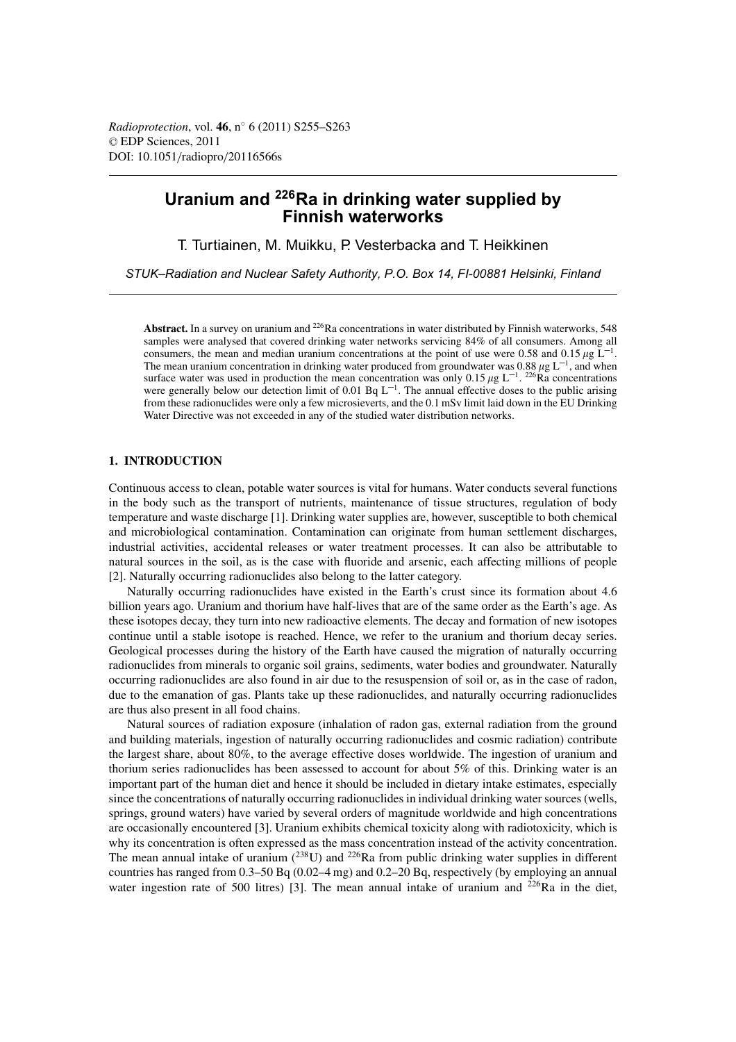*Radioprotection*, vol. **46**, n° 6 (2011) S255–S263
© EDP Sciences, 2011
DOI: 10.1051/radiopro/20116566s

# Uranium and $^{226}$Ra in drinking water supplied by Finnish waterworks

T. Turtiainen, M. Muikku, P. Vesterbacka and T. Heikkinen

*STUK–Radiation and Nuclear Safety Authority, P.O. Box 14, FI-00881 Helsinki, Finland*

**Abstract.** In a survey on uranium and $^{226}$Ra concentrations in water distributed by Finnish waterworks, 548 samples were analysed that covered drinking water networks servicing 84% of all consumers. Among all consumers, the mean and median uranium concentrations at the point of use were 0.58 and 0.15 $\mu$g L$^{-1}$. The mean uranium concentration in drinking water produced from groundwater was 0.88 $\mu$g L$^{-1}$, and when surface water was used in production the mean concentration was only 0.15 $\mu$g L$^{-1}$. $^{226}$Ra concentrations were generally below our detection limit of 0.01 Bq L$^{-1}$. The annual effective doses to the public arising from these radionuclides were only a few microsieverts, and the 0.1 mSv limit laid down in the EU Drinking Water Directive was not exceeded in any of the studied water distribution networks.

## 1. INTRODUCTION

Continuous access to clean, potable water sources is vital for humans. Water conducts several functions in the body such as the transport of nutrients, maintenance of tissue structures, regulation of body temperature and waste discharge [1]. Drinking water supplies are, however, susceptible to both chemical and microbiological contamination. Contamination can originate from human settlement discharges, industrial activities, accidental releases or water treatment processes. It can also be attributable to natural sources in the soil, as is the case with fluoride and arsenic, each affecting millions of people [2]. Naturally occurring radionuclides also belong to the latter category.

Naturally occurring radionuclides have existed in the Earth's crust since its formation about 4.6 billion years ago. Uranium and thorium have half-lives that are of the same order as the Earth's age. As these isotopes decay, they turn into new radioactive elements. The decay and formation of new isotopes continue until a stable isotope is reached. Hence, we refer to the uranium and thorium decay series. Geological processes during the history of the Earth have caused the migration of naturally occurring radionuclides from minerals to organic soil grains, sediments, water bodies and groundwater. Naturally occurring radionuclides are also found in air due to the resuspension of soil or, as in the case of radon, due to the emanation of gas. Plants take up these radionuclides, and naturally occurring radionuclides are thus also present in all food chains.

Natural sources of radiation exposure (inhalation of radon gas, external radiation from the ground and building materials, ingestion of naturally occurring radionuclides and cosmic radiation) contribute the largest share, about 80%, to the average effective doses worldwide. The ingestion of uranium and thorium series radionuclides has been assessed to account for about 5% of this. Drinking water is an important part of the human diet and hence it should be included in dietary intake estimates, especially since the concentrations of naturally occurring radionuclides in individual drinking water sources (wells, springs, ground waters) have varied by several orders of magnitude worldwide and high concentrations are occasionally encountered [3]. Uranium exhibits chemical toxicity along with radiotoxicity, which is why its concentration is often expressed as the mass concentration instead of the activity concentration. The mean annual intake of uranium ($^{238}$U) and $^{226}$Ra from public drinking water supplies in different countries has ranged from 0.3–50 Bq (0.02–4 mg) and 0.2–20 Bq, respectively (by employing an annual water ingestion rate of 500 litres) [3]. The mean annual intake of uranium and $^{226}$Ra in the diet,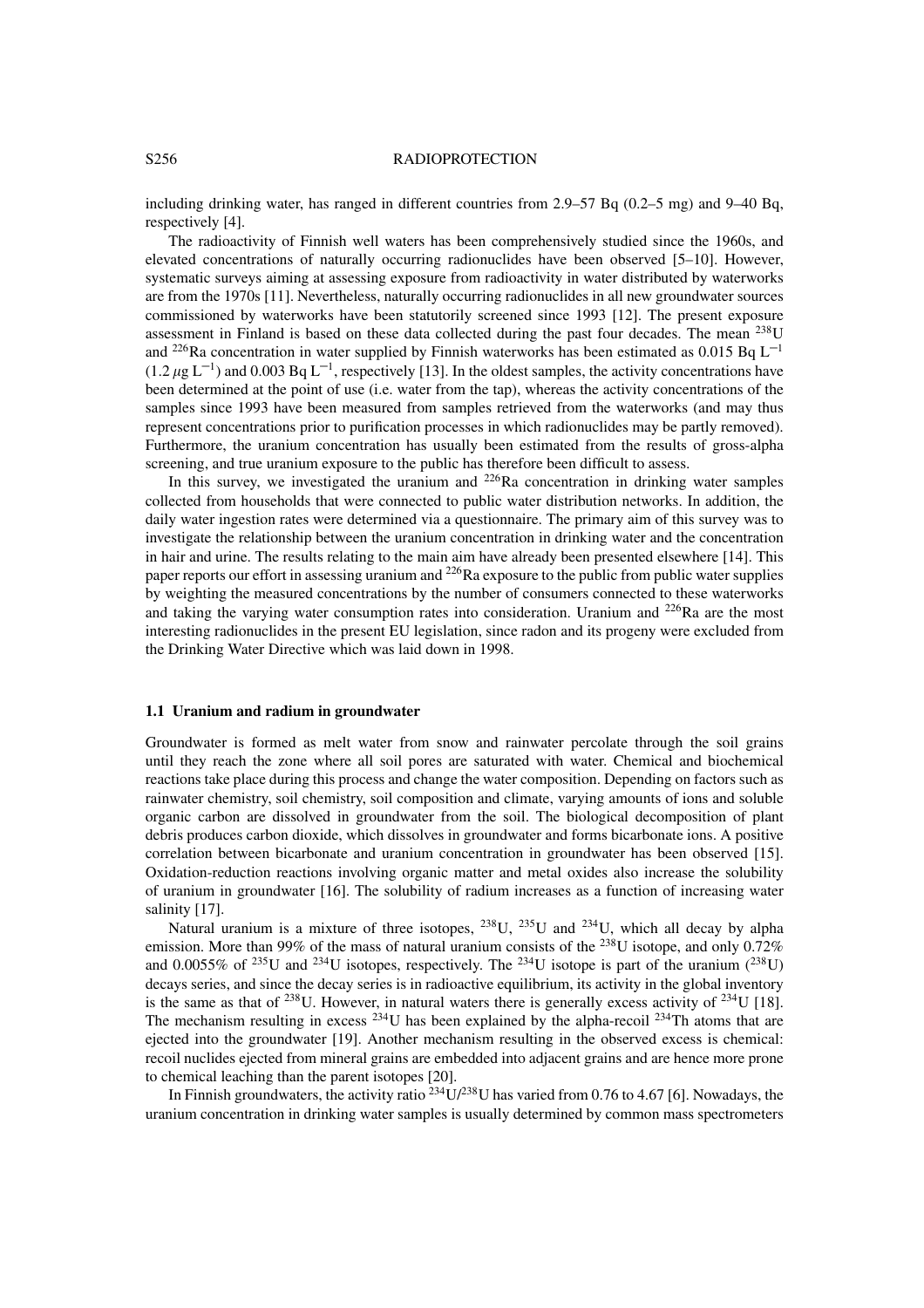including drinking water, has ranged in different countries from 2.9–57 Bq (0.2–5 mg) and 9–40 Bq, respectively [4].

The radioactivity of Finnish well waters has been comprehensively studied since the 1960s, and elevated concentrations of naturally occurring radionuclides have been observed [5–10]. However, systematic surveys aiming at assessing exposure from radioactivity in water distributed by waterworks are from the 1970s [11]. Nevertheless, naturally occurring radionuclides in all new groundwater sources commissioned by waterworks have been statutorily screened since 1993 [12]. The present exposure assessment in Finland is based on these data collected during the past four decades. The mean $^{238}$U and $^{226}$Ra concentration in water supplied by Finnish waterworks has been estimated as 0.015 Bq L$^{-1}$ (1.2 $\mu$g L$^{-1}$) and 0.003 Bq L$^{-1}$, respectively [13]. In the oldest samples, the activity concentrations have been determined at the point of use (i.e. water from the tap), whereas the activity concentrations of the samples since 1993 have been measured from samples retrieved from the waterworks (and may thus represent concentrations prior to purification processes in which radionuclides may be partly removed). Furthermore, the uranium concentration has usually been estimated from the results of gross-alpha screening, and true uranium exposure to the public has therefore been difficult to assess.

In this survey, we investigated the uranium and $^{226}$Ra concentration in drinking water samples collected from households that were connected to public water distribution networks. In addition, the daily water ingestion rates were determined via a questionnaire. The primary aim of this survey was to investigate the relationship between the uranium concentration in drinking water and the concentration in hair and urine. The results relating to the main aim have already been presented elsewhere [14]. This paper reports our effort in assessing uranium and $^{226}$Ra exposure to the public from public water supplies by weighting the measured concentrations by the number of consumers connected to these waterworks and taking the varying water consumption rates into consideration. Uranium and $^{226}$Ra are the most interesting radionuclides in the present EU legislation, since radon and its progeny were excluded from the Drinking Water Directive which was laid down in 1998.

### 1.1 Uranium and radium in groundwater

Groundwater is formed as melt water from snow and rainwater percolate through the soil grains until they reach the zone where all soil pores are saturated with water. Chemical and biochemical reactions take place during this process and change the water composition. Depending on factors such as rainwater chemistry, soil chemistry, soil composition and climate, varying amounts of ions and soluble organic carbon are dissolved in groundwater from the soil. The biological decomposition of plant debris produces carbon dioxide, which dissolves in groundwater and forms bicarbonate ions. A positive correlation between bicarbonate and uranium concentration in groundwater has been observed [15]. Oxidation-reduction reactions involving organic matter and metal oxides also increase the solubility of uranium in groundwater [16]. The solubility of radium increases as a function of increasing water salinity [17].

Natural uranium is a mixture of three isotopes, $^{238}$U, $^{235}$U and $^{234}$U, which all decay by alpha emission. More than 99% of the mass of natural uranium consists of the $^{238}$U isotope, and only 0.72% and 0.0055% of $^{235}$U and $^{234}$U isotopes, respectively. The $^{234}$U isotope is part of the uranium ($^{238}$U) decays series, and since the decay series is in radioactive equilibrium, its activity in the global inventory is the same as that of $^{238}$U. However, in natural waters there is generally excess activity of $^{234}$U [18]. The mechanism resulting in excess $^{234}$U has been explained by the alpha-recoil $^{234}$Th atoms that are ejected into the groundwater [19]. Another mechanism resulting in the observed excess is chemical: recoil nuclides ejected from mineral grains are embedded into adjacent grains and are hence more prone to chemical leaching than the parent isotopes [20].

In Finnish groundwaters, the activity ratio $^{234}$U/$^{238}$U has varied from 0.76 to 4.67 [6]. Nowadays, the uranium concentration in drinking water samples is usually determined by common mass spectrometers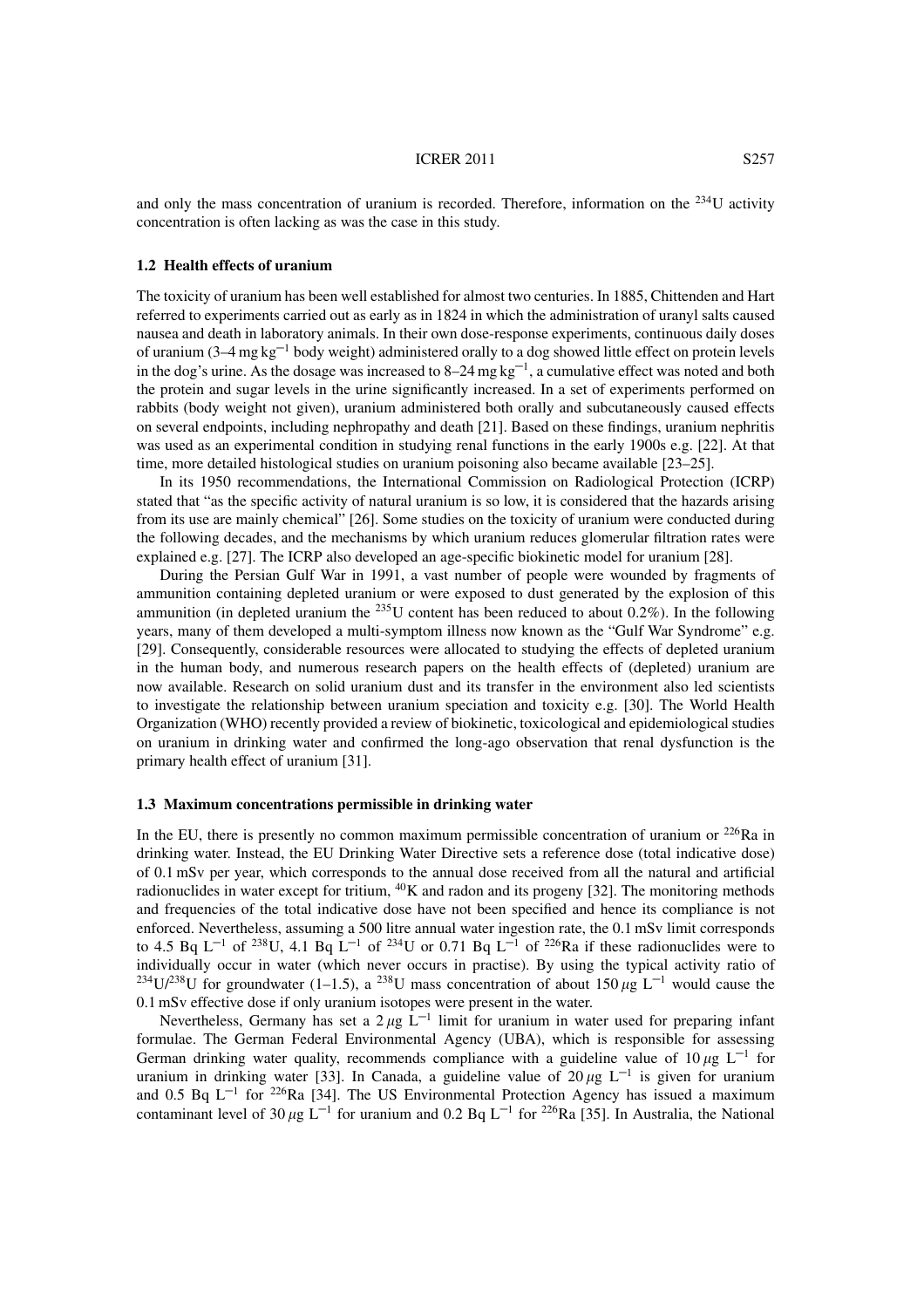and only the mass concentration of uranium is recorded. Therefore, information on the $^{234}U$ activity concentration is often lacking as was the case in this study.

### 1.2 Health effects of uranium

The toxicity of uranium has been well established for almost two centuries. In 1885, Chittenden and Hart referred to experiments carried out as early as in 1824 in which the administration of uranyl salts caused nausea and death in laboratory animals. In their own dose-response experiments, continuous daily doses of uranium (3–4 mg $kg^{-1}$ body weight) administered orally to a dog showed little effect on protein levels in the dog's urine. As the dosage was increased to 8–24 mg $kg^{-1}$, a cumulative effect was noted and both the protein and sugar levels in the urine significantly increased. In a set of experiments performed on rabbits (body weight not given), uranium administered both orally and subcutaneously caused effects on several endpoints, including nephropathy and death [21]. Based on these findings, uranium nephritis was used as an experimental condition in studying renal functions in the early 1900s e.g. [22]. At that time, more detailed histological studies on uranium poisoning also became available [23–25].

In its 1950 recommendations, the International Commission on Radiological Protection (ICRP) stated that "as the specific activity of natural uranium is so low, it is considered that the hazards arising from its use are mainly chemical" [26]. Some studies on the toxicity of uranium were conducted during the following decades, and the mechanisms by which uranium reduces glomerular filtration rates were explained e.g. [27]. The ICRP also developed an age-specific biokinetic model for uranium [28].

During the Persian Gulf War in 1991, a vast number of people were wounded by fragments of ammunition containing depleted uranium or were exposed to dust generated by the explosion of this ammunition (in depleted uranium the $^{235}U$ content has been reduced to about 0.2%). In the following years, many of them developed a multi-symptom illness now known as the "Gulf War Syndrome" e.g. [29]. Consequently, considerable resources were allocated to studying the effects of depleted uranium in the human body, and numerous research papers on the health effects of (depleted) uranium are now available. Research on solid uranium dust and its transfer in the environment also led scientists to investigate the relationship between uranium speciation and toxicity e.g. [30]. The World Health Organization (WHO) recently provided a review of biokinetic, toxicological and epidemiological studies on uranium in drinking water and confirmed the long-ago observation that renal dysfunction is the primary health effect of uranium [31].

### 1.3 Maximum concentrations permissible in drinking water

In the EU, there is presently no common maximum permissible concentration of uranium or $^{226}Ra$ in drinking water. Instead, the EU Drinking Water Directive sets a reference dose (total indicative dose) of 0.1 mSv per year, which corresponds to the annual dose received from all the natural and artificial radionuclides in water except for tritium, $^{40}K$ and radon and its progeny [32]. The monitoring methods and frequencies of the total indicative dose have not been specified and hence its compliance is not enforced. Nevertheless, assuming a 500 litre annual water ingestion rate, the 0.1 mSv limit corresponds to 4.5 Bq $L^{-1}$ of $^{238}U$, 4.1 Bq $L^{-1}$ of $^{234}U$ or 0.71 Bq $L^{-1}$ of $^{226}Ra$ if these radionuclides were to individually occur in water (which never occurs in practise). By using the typical activity ratio of $^{234}U/^{238}U$ for groundwater (1–1.5), a $^{238}U$ mass concentration of about 150 $\mu$g $L^{-1}$ would cause the 0.1 mSv effective dose if only uranium isotopes were present in the water.

Nevertheless, Germany has set a 2 $\mu$g $L^{-1}$ limit for uranium in water used for preparing infant formulae. The German Federal Environmental Agency (UBA), which is responsible for assessing German drinking water quality, recommends compliance with a guideline value of 10 $\mu$g $L^{-1}$ for uranium in drinking water [33]. In Canada, a guideline value of 20 $\mu$g $L^{-1}$ is given for uranium and 0.5 Bq $L^{-1}$ for $^{226}Ra$ [34]. The US Environmental Protection Agency has issued a maximum contaminant level of 30 $\mu$g $L^{-1}$ for uranium and 0.2 Bq $L^{-1}$ for $^{226}Ra$ [35]. In Australia, the National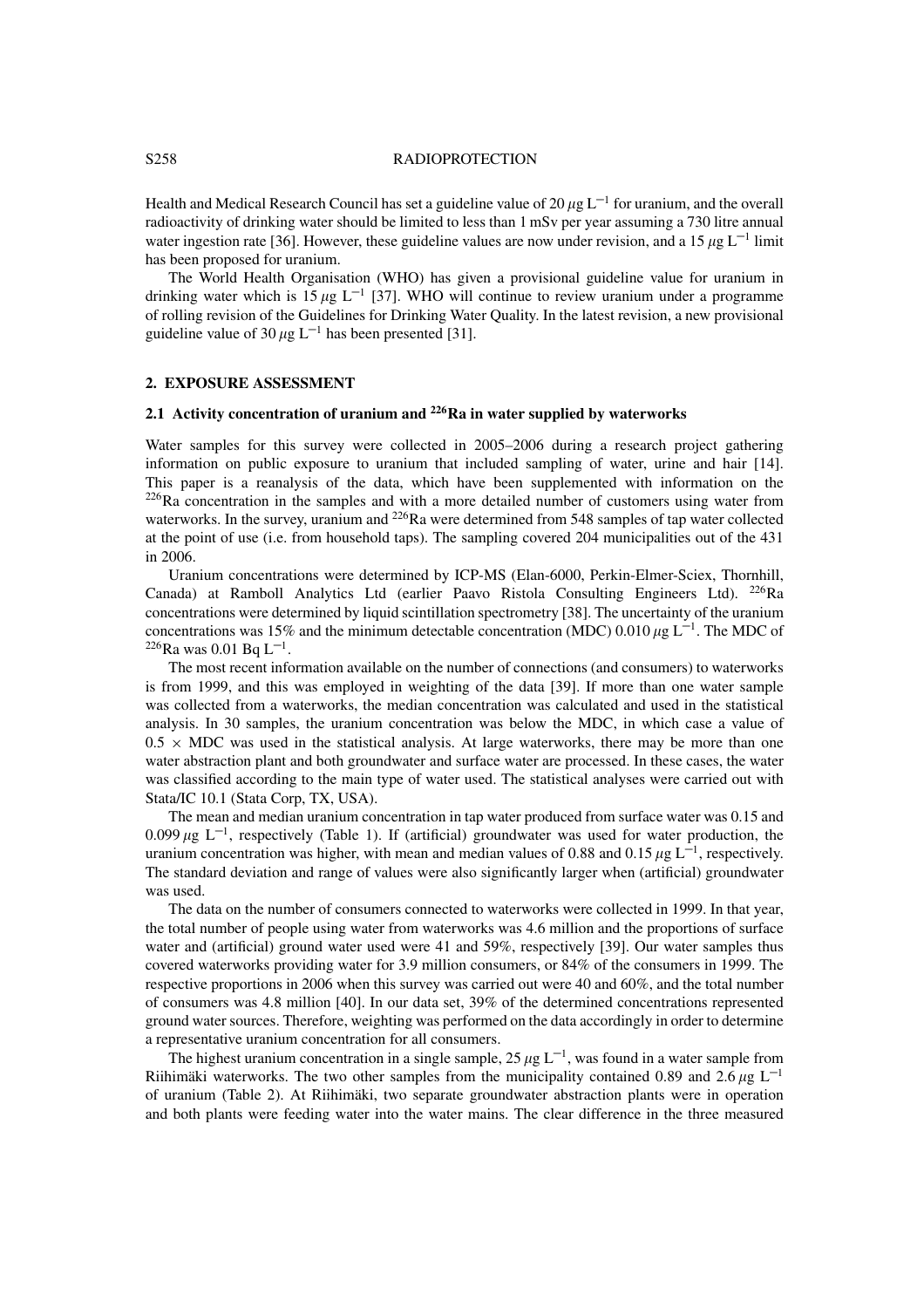Health and Medical Research Council has set a guideline value of 20 $\mu$g L$^{-1}$ for uranium, and the overall radioactivity of drinking water should be limited to less than 1 mSv per year assuming a 730 litre annual water ingestion rate [36]. However, these guideline values are now under revision, and a 15 $\mu$g L$^{-1}$ limit has been proposed for uranium.

The World Health Organisation (WHO) has given a provisional guideline value for uranium in drinking water which is 15 $\mu$g L$^{-1}$ [37]. WHO will continue to review uranium under a programme of rolling revision of the Guidelines for Drinking Water Quality. In the latest revision, a new provisional guideline value of 30 $\mu$g L$^{-1}$ has been presented [31].

## 2. EXPOSURE ASSESSMENT

### 2.1 Activity concentration of uranium and $^{226}$Ra in water supplied by waterworks

Water samples for this survey were collected in 2005–2006 during a research project gathering information on public exposure to uranium that included sampling of water, urine and hair [14]. This paper is a reanalysis of the data, which have been supplemented with information on the $^{226}$Ra concentration in the samples and with a more detailed number of customers using water from waterworks. In the survey, uranium and $^{226}$Ra were determined from 548 samples of tap water collected at the point of use (i.e. from household taps). The sampling covered 204 municipalities out of the 431 in 2006.

Uranium concentrations were determined by ICP-MS (Elan-6000, Perkin-Elmer-Sciex, Thornhill, Canada) at Ramboll Analytics Ltd (earlier Paavo Ristola Consulting Engineers Ltd). $^{226}$Ra concentrations were determined by liquid scintillation spectrometry [38]. The uncertainty of the uranium concentrations was 15% and the minimum detectable concentration (MDC) 0.010 $\mu$g L$^{-1}$. The MDC of $^{226}$Ra was 0.01 Bq L$^{-1}$.

The most recent information available on the number of connections (and consumers) to waterworks is from 1999, and this was employed in weighting of the data [39]. If more than one water sample was collected from a waterworks, the median concentration was calculated and used in the statistical analysis. In 30 samples, the uranium concentration was below the MDC, in which case a value of $0.5 \times$ MDC was used in the statistical analysis. At large waterworks, there may be more than one water abstraction plant and both groundwater and surface water are processed. In these cases, the water was classified according to the main type of water used. The statistical analyses were carried out with Stata/IC 10.1 (Stata Corp, TX, USA).

The mean and median uranium concentration in tap water produced from surface water was 0.15 and 0.099 $\mu$g L$^{-1}$, respectively (Table 1). If (artificial) groundwater was used for water production, the uranium concentration was higher, with mean and median values of 0.88 and 0.15 $\mu$g L$^{-1}$, respectively. The standard deviation and range of values were also significantly larger when (artificial) groundwater was used.

The data on the number of consumers connected to waterworks were collected in 1999. In that year, the total number of people using water from waterworks was 4.6 million and the proportions of surface water and (artificial) ground water used were 41 and 59%, respectively [39]. Our water samples thus covered waterworks providing water for 3.9 million consumers, or 84% of the consumers in 1999. The respective proportions in 2006 when this survey was carried out were 40 and 60%, and the total number of consumers was 4.8 million [40]. In our data set, 39% of the determined concentrations represented ground water sources. Therefore, weighting was performed on the data accordingly in order to determine a representative uranium concentration for all consumers.

The highest uranium concentration in a single sample, 25 $\mu$g L$^{-1}$, was found in a water sample from Riihimäki waterworks. The two other samples from the municipality contained 0.89 and 2.6 $\mu$g L$^{-1}$ of uranium (Table 2). At Riihimäki, two separate groundwater abstraction plants were in operation and both plants were feeding water into the water mains. The clear difference in the three measured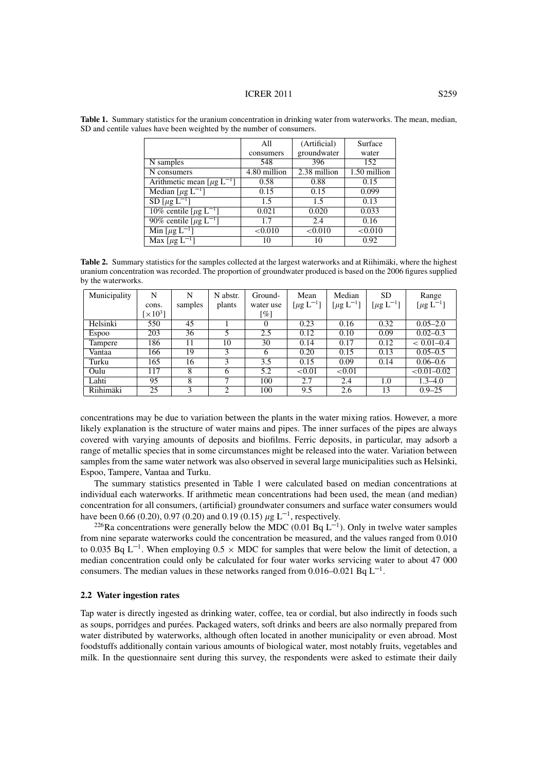**Table 1.** Summary statistics for the uranium concentration in drinking water from waterworks. The mean, median, SD and centile values have been weighted by the number of consumers.

| | All consumers | (Artificial) groundwater | Surface water |
|---|---|---|---|
| N samples | 548 | 396 | 152 |
| N consumers | 4.80 million | 2.38 million | 1.50 million |
| Arithmetic mean [$\mu g\ L^{-1}$] | 0.58 | 0.88 | 0.15 |
| Median [$\mu g\ L^{-1}$] | 0.15 | 0.15 | 0.099 |
| SD [$\mu g\ L^{-1}$] | 1.5 | 1.5 | 0.13 |
| 10% centile [$\mu g\ L^{-1}$] | 0.021 | 0.020 | 0.033 |
| 90% centile [$\mu g\ L^{-1}$] | 1.7 | 2.4 | 0.16 |
| Min [$\mu g\ L^{-1}$] | <0.010 | <0.010 | <0.010 |
| Max [$\mu g\ L^{-1}$] | 10 | 10 | 0.92 |

**Table 2.** Summary statistics for the samples collected at the largest waterworks and at Riihimäki, where the highest uranium concentration was recorded. The proportion of groundwater produced is based on the 2006 figures supplied by the waterworks.

| Municipality | N cons. [$\times 10^3$] | N samples | N abstr. plants | Ground-water use [%] | Mean [$\mu g\ L^{-1}$] | Median [$\mu g\ L^{-1}$] | SD [$\mu g\ L^{-1}$] | Range [$\mu g\ L^{-1}$] |
|---|---|---|---|---|---|---|---|---|
| Helsinki | 550 | 45 | 1 | 0 | 0.23 | 0.16 | 0.32 | 0.05–2.0 |
| Espoo | 203 | 36 | 5 | 2.5 | 0.12 | 0.10 | 0.09 | 0.02–0.3 |
| Tampere | 186 | 11 | 10 | 30 | 0.14 | 0.17 | 0.12 | < 0.01–0.4 |
| Vantaa | 166 | 19 | 3 | 6 | 0.20 | 0.15 | 0.13 | 0.05–0.5 |
| Turku | 165 | 16 | 3 | 3.5 | 0.15 | 0.09 | 0.14 | 0.06–0.6 |
| Oulu | 117 | 8 | 6 | 5.2 | <0.01 | <0.01 | | <0.01–0.02 |
| Lahti | 95 | 8 | 7 | 100 | 2.7 | 2.4 | 1.0 | 1.3–4.0 |
| Riihimäki | 25 | 3 | 2 | 100 | 9.5 | 2.6 | 13 | 0.9–25 |

concentrations may be due to variation between the plants in the water mixing ratios. However, a more likely explanation is the structure of water mains and pipes. The inner surfaces of the pipes are always covered with varying amounts of deposits and biofilms. Ferric deposits, in particular, may adsorb a range of metallic species that in some circumstances might be released into the water. Variation between samples from the same water network was also observed in several large municipalities such as Helsinki, Espoo, Tampere, Vantaa and Turku.

The summary statistics presented in Table 1 were calculated based on median concentrations at individual each waterworks. If arithmetic mean concentrations had been used, the mean (and median) concentration for all consumers, (artificial) groundwater consumers and surface water consumers would have been 0.66 (0.20), 0.97 (0.20) and 0.19 (0.15) $\mu g\ L^{-1}$, respectively.

$^{226}Ra$ concentrations were generally below the MDC (0.01 Bq $L^{-1}$). Only in twelve water samples from nine separate waterworks could the concentration be measured, and the values ranged from 0.010 to 0.035 Bq $L^{-1}$. When employing $0.5 \times$ MDC for samples that were below the limit of detection, a median concentration could only be calculated for four water works servicing water to about 47 000 consumers. The median values in these networks ranged from 0.016–0.021 Bq $L^{-1}$.

### 2.2 Water ingestion rates

Tap water is directly ingested as drinking water, coffee, tea or cordial, but also indirectly in foods such as soups, porridges and purées. Packaged waters, soft drinks and beers are also normally prepared from water distributed by waterworks, although often located in another municipality or even abroad. Most foodstuffs additionally contain various amounts of biological water, most notably fruits, vegetables and milk. In the questionnaire sent during this survey, the respondents were asked to estimate their daily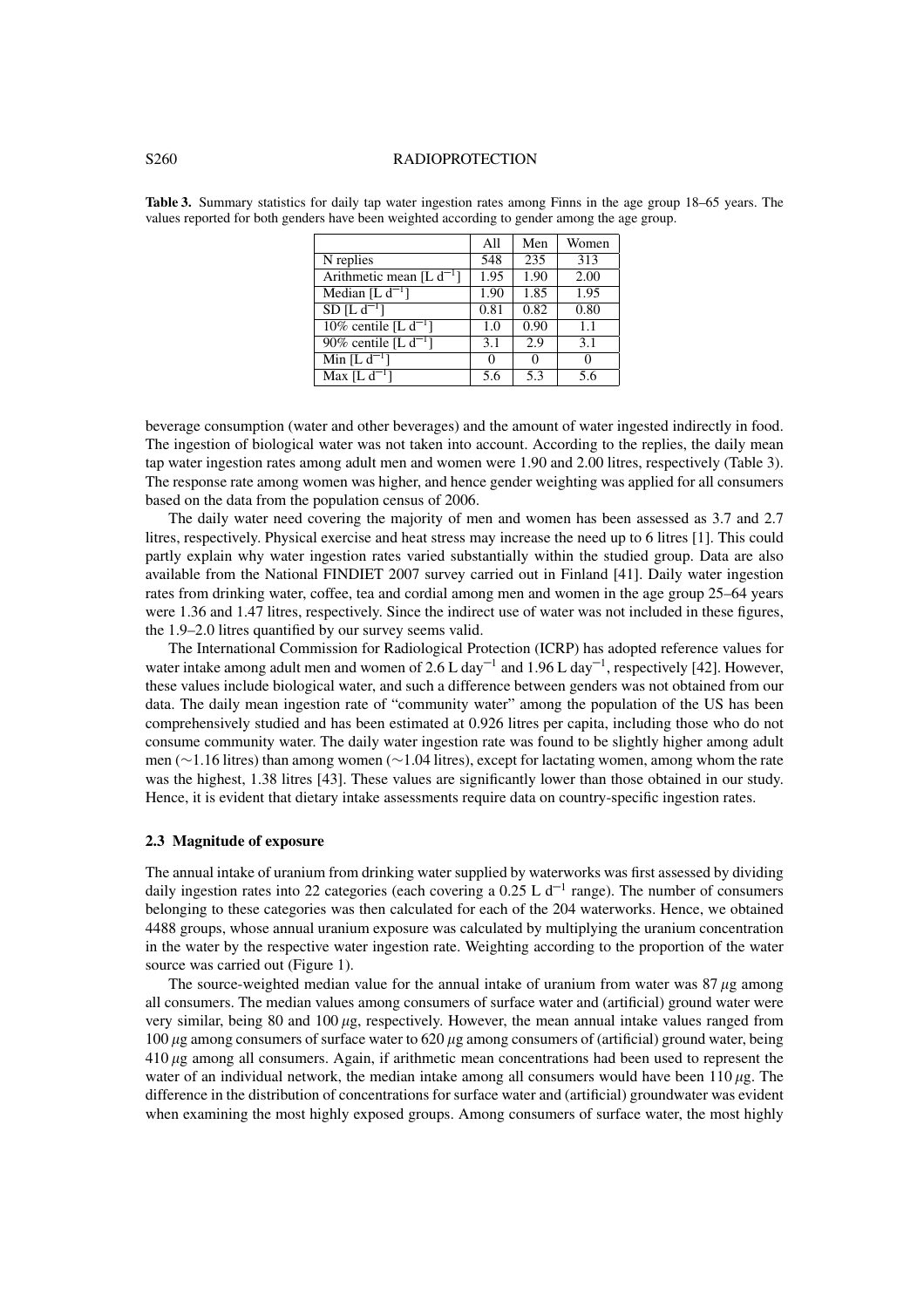**Table 3.** Summary statistics for daily tap water ingestion rates among Finns in the age group 18–65 years. The values reported for both genders have been weighted according to gender among the age group.

| | All | Men | Women |
|---|---|---|---|
| N replies | 548 | 235 | 313 |
| Arithmetic mean [L $d^{-1}$] | 1.95 | 1.90 | 2.00 |
| Median [L $d^{-1}$] | 1.90 | 1.85 | 1.95 |
| SD [L $d^{-1}$] | 0.81 | 0.82 | 0.80 |
| 10% centile [L $d^{-1}$] | 1.0 | 0.90 | 1.1 |
| 90% centile [L $d^{-1}$] | 3.1 | 2.9 | 3.1 |
| Min [L $d^{-1}$] | 0 | 0 | 0 |
| Max [L $d^{-1}$] | 5.6 | 5.3 | 5.6 |

beverage consumption (water and other beverages) and the amount of water ingested indirectly in food. The ingestion of biological water was not taken into account. According to the replies, the daily mean tap water ingestion rates among adult men and women were 1.90 and 2.00 litres, respectively (Table 3). The response rate among women was higher, and hence gender weighting was applied for all consumers based on the data from the population census of 2006.

The daily water need covering the majority of men and women has been assessed as 3.7 and 2.7 litres, respectively. Physical exercise and heat stress may increase the need up to 6 litres [1]. This could partly explain why water ingestion rates varied substantially within the studied group. Data are also available from the National FINDIET 2007 survey carried out in Finland [41]. Daily water ingestion rates from drinking water, coffee, tea and cordial among men and women in the age group 25–64 years were 1.36 and 1.47 litres, respectively. Since the indirect use of water was not included in these figures, the 1.9–2.0 litres quantified by our survey seems valid.

The International Commission for Radiological Protection (ICRP) has adopted reference values for water intake among adult men and women of 2.6 L $day^{-1}$ and 1.96 L $day^{-1}$, respectively [42]. However, these values include biological water, and such a difference between genders was not obtained from our data. The daily mean ingestion rate of "community water" among the population of the US has been comprehensively studied and has been estimated at 0.926 litres per capita, including those who do not consume community water. The daily water ingestion rate was found to be slightly higher among adult men (~1.16 litres) than among women (~1.04 litres), except for lactating women, among whom the rate was the highest, 1.38 litres [43]. These values are significantly lower than those obtained in our study. Hence, it is evident that dietary intake assessments require data on country-specific ingestion rates.

### 2.3 Magnitude of exposure

The annual intake of uranium from drinking water supplied by waterworks was first assessed by dividing daily ingestion rates into 22 categories (each covering a 0.25 L $d^{-1}$ range). The number of consumers belonging to these categories was then calculated for each of the 204 waterworks. Hence, we obtained 4488 groups, whose annual uranium exposure was calculated by multiplying the uranium concentration in the water by the respective water ingestion rate. Weighting according to the proportion of the water source was carried out (Figure 1).

The source-weighted median value for the annual intake of uranium from water was 87 $\mu$g among all consumers. The median values among consumers of surface water and (artificial) ground water were very similar, being 80 and 100 $\mu$g, respectively. However, the mean annual intake values ranged from 100 $\mu$g among consumers of surface water to 620 $\mu$g among consumers of (artificial) ground water, being 410 $\mu$g among all consumers. Again, if arithmetic mean concentrations had been used to represent the water of an individual network, the median intake among all consumers would have been 110 $\mu$g. The difference in the distribution of concentrations for surface water and (artificial) groundwater was evident when examining the most highly exposed groups. Among consumers of surface water, the most highly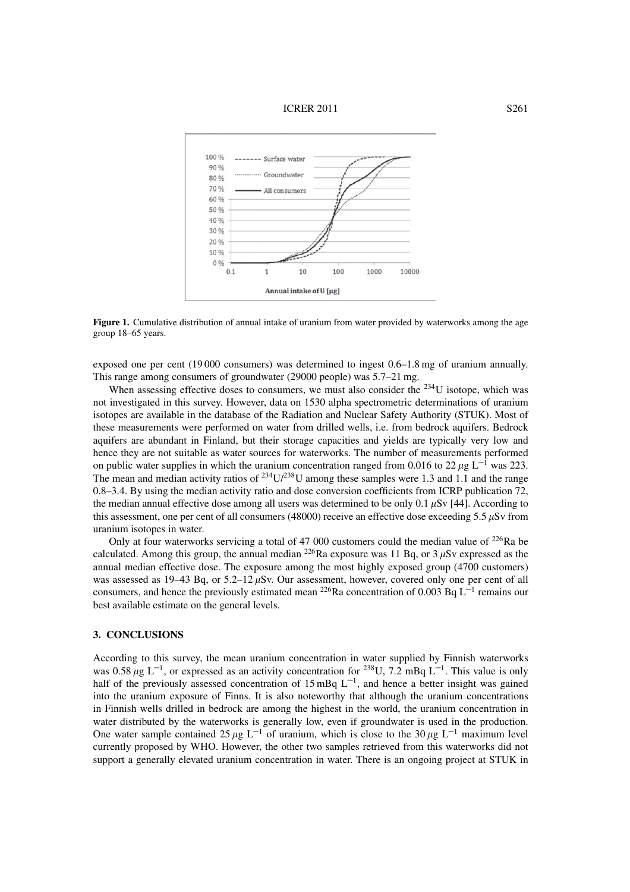**Figure 1.** Cumulative distribution of annual intake of uranium from water provided by waterworks among the age group 18–65 years.

exposed one per cent (19 000 consumers) was determined to ingest 0.6–1.8 mg of uranium annually. This range among consumers of groundwater (29000 people) was 5.7–21 mg.

When assessing effective doses to consumers, we must also consider the $^{234}U$ isotope, which was not investigated in this survey. However, data on 1530 alpha spectrometric determinations of uranium isotopes are available in the database of the Radiation and Nuclear Safety Authority (STUK). Most of these measurements were performed on water from drilled wells, i.e. from bedrock aquifers. Bedrock aquifers are abundant in Finland, but their storage capacities and yields are typically very low and hence they are not suitable as water sources for waterworks. The number of measurements performed on public water supplies in which the uranium concentration ranged from 0.016 to 22 $\mu$g L$^{-1}$ was 223. The mean and median activity ratios of $^{234}U/^{238}U$ among these samples were 1.3 and 1.1 and the range 0.8–3.4. By using the median activity ratio and dose conversion coefficients from ICRP publication 72, the median annual effective dose among all users was determined to be only 0.1 $\mu$Sv [44]. According to this assessment, one per cent of all consumers (48000) receive an effective dose exceeding 5.5 $\mu$Sv from uranium isotopes in water.

Only at four waterworks servicing a total of 47 000 customers could the median value of $^{226}Ra$ be calculated. Among this group, the annual median $^{226}Ra$ exposure was 11 Bq, or 3 $\mu$Sv expressed as the annual median effective dose. The exposure among the most highly exposed group (4700 customers) was assessed as 19–43 Bq, or 5.2–12 $\mu$Sv. Our assessment, however, covered only one per cent of all consumers, and hence the previously estimated mean $^{226}Ra$ concentration of 0.003 Bq L$^{-1}$ remains our best available estimate on the general levels.

## 3. CONCLUSIONS

According to this survey, the mean uranium concentration in water supplied by Finnish waterworks was 0.58 $\mu$g L$^{-1}$, or expressed as an activity concentration for $^{238}U$, 7.2 mBq L$^{-1}$. This value is only half of the previously assessed concentration of 15 mBq L$^{-1}$, and hence a better insight was gained into the uranium exposure of Finns. It is also noteworthy that although the uranium concentrations in Finnish wells drilled in bedrock are among the highest in the world, the uranium concentration in water distributed by the waterworks is generally low, even if groundwater is used in the production. One water sample contained 25 $\mu$g L$^{-1}$ of uranium, which is close to the 30 $\mu$g L$^{-1}$ maximum level currently proposed by WHO. However, the other two samples retrieved from this waterworks did not support a generally elevated uranium concentration in water. There is an ongoing project at STUK in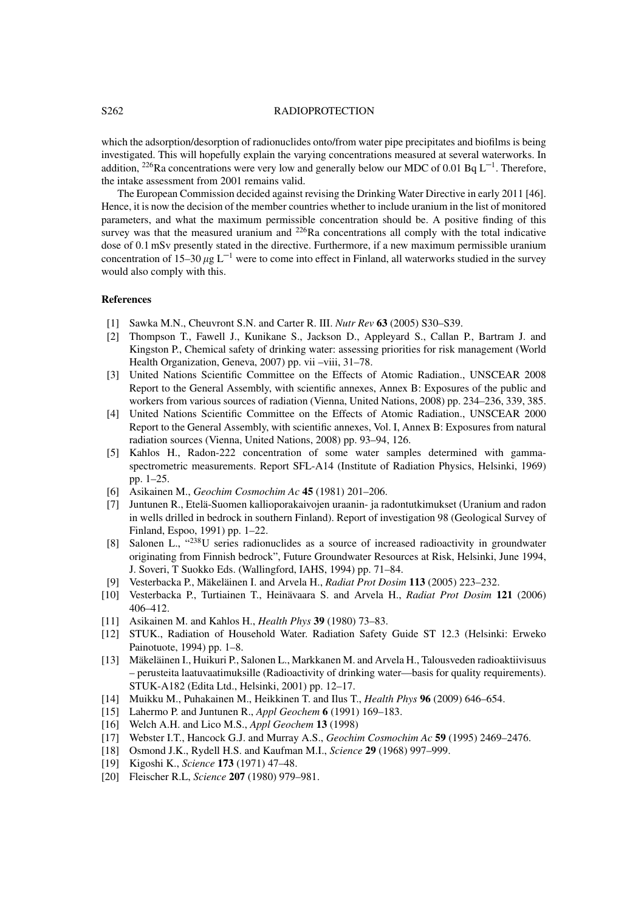which the adsorption/desorption of radionuclides onto/from water pipe precipitates and biofilms is being investigated. This will hopefully explain the varying concentrations measured at several waterworks. In addition, $^{226}$Ra concentrations were very low and generally below our MDC of 0.01 Bq $L^{-1}$. Therefore, the intake assessment from 2001 remains valid.

The European Commission decided against revising the Drinking Water Directive in early 2011 [46]. Hence, it is now the decision of the member countries whether to include uranium in the list of monitored parameters, and what the maximum permissible concentration should be. A positive finding of this survey was that the measured uranium and $^{226}$Ra concentrations all comply with the total indicative dose of 0.1 mSv presently stated in the directive. Furthermore, if a new maximum permissible uranium concentration of 15–30 $\mu$g $L^{-1}$ were to come into effect in Finland, all waterworks studied in the survey would also comply with this.

**References**

[1] Sawka M.N., Cheuvront S.N. and Carter R. III. *Nutr Rev* **63** (2005) S30–S39.

[2] Thompson T., Fawell J., Kunikane S., Jackson D., Appleyard S., Callan P., Bartram J. and Kingston P., Chemical safety of drinking water: assessing priorities for risk management (World Health Organization, Geneva, 2007) pp. vii –viii, 31–78.

[3] United Nations Scientific Committee on the Effects of Atomic Radiation., UNSCEAR 2008 Report to the General Assembly, with scientific annexes, Annex B: Exposures of the public and workers from various sources of radiation (Vienna, United Nations, 2008) pp. 234–236, 339, 385.

[4] United Nations Scientific Committee on the Effects of Atomic Radiation., UNSCEAR 2000 Report to the General Assembly, with scientific annexes, Vol. I, Annex B: Exposures from natural radiation sources (Vienna, United Nations, 2008) pp. 93–94, 126.

[5] Kahlos H., Radon-222 concentration of some water samples determined with gamma-spectrometric measurements. Report SFL-A14 (Institute of Radiation Physics, Helsinki, 1969) pp. 1–25.

[6] Asikainen M., *Geochim Cosmochim Ac* **45** (1981) 201–206.

[7] Juntunen R., Etelä-Suomen kallioporakaivojen uraanin- ja radontutkimukset (Uranium and radon in wells drilled in bedrock in southern Finland). Report of investigation 98 (Geological Survey of Finland, Espoo, 1991) pp. 1–22.

[8] Salonen L., "$^{238}$U series radionuclides as a source of increased radioactivity in groundwater originating from Finnish bedrock", Future Groundwater Resources at Risk, Helsinki, June 1994, J. Soveri, T Suokko Eds. (Wallingford, IAHS, 1994) pp. 71–84.

[9] Vesterbacka P., Mäkeläinen I. and Arvela H., *Radiat Prot Dosim* **113** (2005) 223–232.

[10] Vesterbacka P., Turtiainen T., Heinävaara S. and Arvela H., *Radiat Prot Dosim* **121** (2006) 406–412.

[11] Asikainen M. and Kahlos H., *Health Phys* **39** (1980) 73–83.

[12] STUK., Radiation of Household Water. Radiation Safety Guide ST 12.3 (Helsinki: Erweko Painotuote, 1994) pp. 1–8.

[13] Mäkeläinen I., Huikuri P., Salonen L., Markkanen M. and Arvela H., Talousveden radioaktiivisuus – perusteita laatuvaatimuksille (Radioactivity of drinking water—basis for quality requirements). STUK-A182 (Edita Ltd., Helsinki, 2001) pp. 12–17.

[14] Muikku M., Puhakainen M., Heikkinen T. and Ilus T., *Health Phys* **96** (2009) 646–654.

[15] Lahermo P. and Juntunen R., *Appl Geochem* **6** (1991) 169–183.

[16] Welch A.H. and Lico M.S., *Appl Geochem* **13** (1998)

[17] Webster I.T., Hancock G.J. and Murray A.S., *Geochim Cosmochim Ac* **59** (1995) 2469–2476.

[18] Osmond J.K., Rydell H.S. and Kaufman M.I., *Science* **29** (1968) 997–999.

[19] Kigoshi K., *Science* **173** (1971) 47–48.

[20] Fleischer R.L, *Science* **207** (1980) 979–981.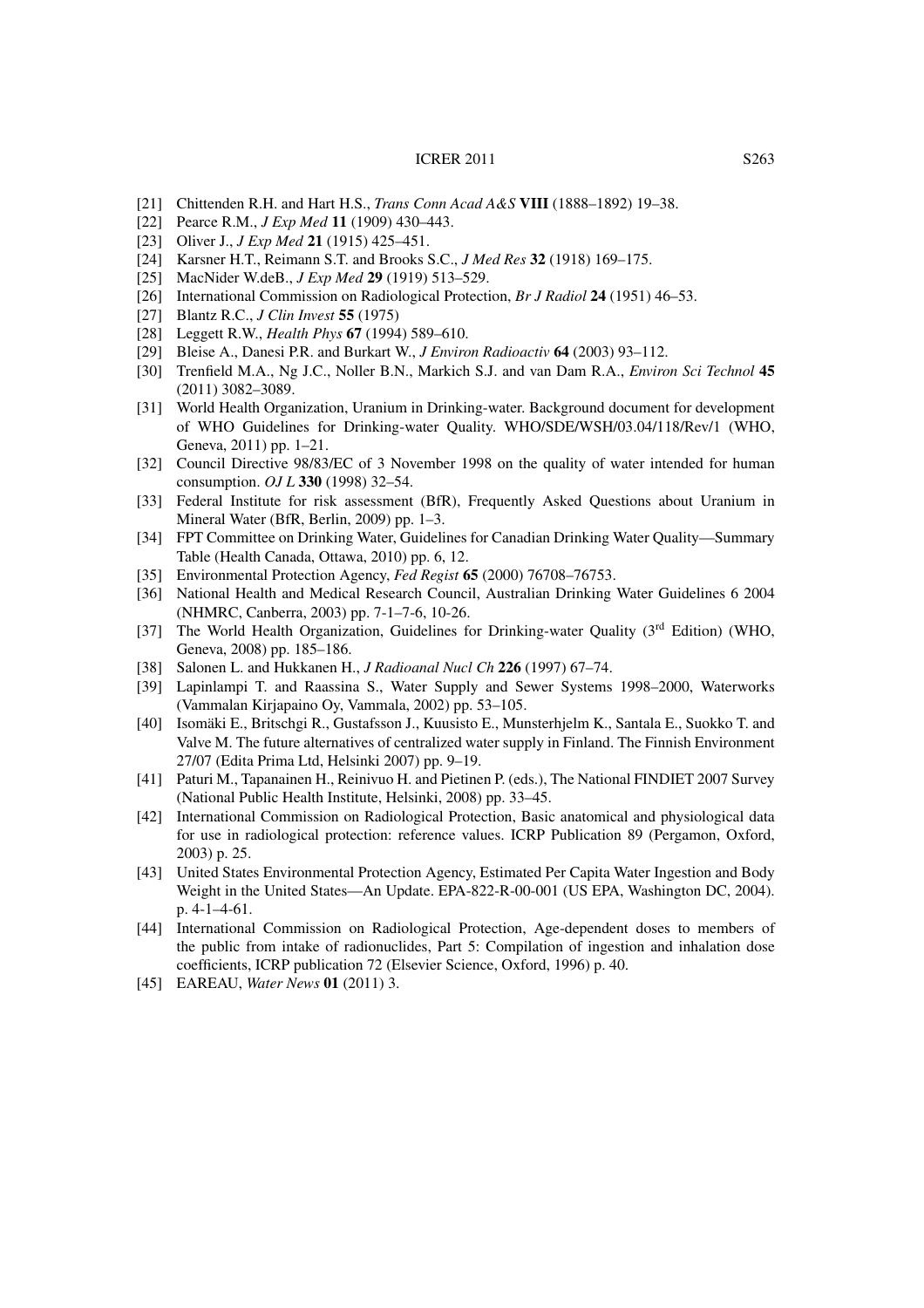[21] Chittenden R.H. and Hart H.S., *Trans Conn Acad A&S* **VIII** (1888–1892) 19–38.

[22] Pearce R.M., *J Exp Med* **11** (1909) 430–443.

[23] Oliver J., *J Exp Med* **21** (1915) 425–451.

[24] Karsner H.T., Reimann S.T. and Brooks S.C., *J Med Res* **32** (1918) 169–175.

[25] MacNider W.deB., *J Exp Med* **29** (1919) 513–529.

[26] International Commission on Radiological Protection, *Br J Radiol* **24** (1951) 46–53.

[27] Blantz R.C., *J Clin Invest* **55** (1975)

[28] Leggett R.W., *Health Phys* **67** (1994) 589–610.

[29] Bleise A., Danesi P.R. and Burkart W., *J Environ Radioactiv* **64** (2003) 93–112.

[30] Trenfield M.A., Ng J.C., Noller B.N., Markich S.J. and van Dam R.A., *Environ Sci Technol* **45** (2011) 3082–3089.

[31] World Health Organization, Uranium in Drinking-water. Background document for development of WHO Guidelines for Drinking-water Quality. WHO/SDE/WSH/03.04/118/Rev/1 (WHO, Geneva, 2011) pp. 1–21.

[32] Council Directive 98/83/EC of 3 November 1998 on the quality of water intended for human consumption. *OJ L* **330** (1998) 32–54.

[33] Federal Institute for risk assessment (BfR), Frequently Asked Questions about Uranium in Mineral Water (BfR, Berlin, 2009) pp. 1–3.

[34] FPT Committee on Drinking Water, Guidelines for Canadian Drinking Water Quality—Summary Table (Health Canada, Ottawa, 2010) pp. 6, 12.

[35] Environmental Protection Agency, *Fed Regist* **65** (2000) 76708–76753.

[36] National Health and Medical Research Council, Australian Drinking Water Guidelines 6 2004 (NHMRC, Canberra, 2003) pp. 7-1–7-6, 10-26.

[37] The World Health Organization, Guidelines for Drinking-water Quality (3rd Edition) (WHO, Geneva, 2008) pp. 185–186.

[38] Salonen L. and Hukkanen H., *J Radioanal Nucl Ch* **226** (1997) 67–74.

[39] Lapinlampi T. and Raassina S., Water Supply and Sewer Systems 1998–2000, Waterworks (Vammalan Kirjapaino Oy, Vammala, 2002) pp. 53–105.

[40] Isomäki E., Britschgi R., Gustafsson J., Kuusisto E., Munsterhjelm K., Santala E., Suokko T. and Valve M. The future alternatives of centralized water supply in Finland. The Finnish Environment 27/07 (Edita Prima Ltd, Helsinki 2007) pp. 9–19.

[41] Paturi M., Tapanainen H., Reinivuo H. and Pietinen P. (eds.), The National FINDIET 2007 Survey (National Public Health Institute, Helsinki, 2008) pp. 33–45.

[42] International Commission on Radiological Protection, Basic anatomical and physiological data for use in radiological protection: reference values. ICRP Publication 89 (Pergamon, Oxford, 2003) p. 25.

[43] United States Environmental Protection Agency, Estimated Per Capita Water Ingestion and Body Weight in the United States—An Update. EPA-822-R-00-001 (US EPA, Washington DC, 2004). p. 4-1–4-61.

[44] International Commission on Radiological Protection, Age-dependent doses to members of the public from intake of radionuclides, Part 5: Compilation of ingestion and inhalation dose coefficients, ICRP publication 72 (Elsevier Science, Oxford, 1996) p. 40.

[45] EAREAU, *Water News* **01** (2011) 3.